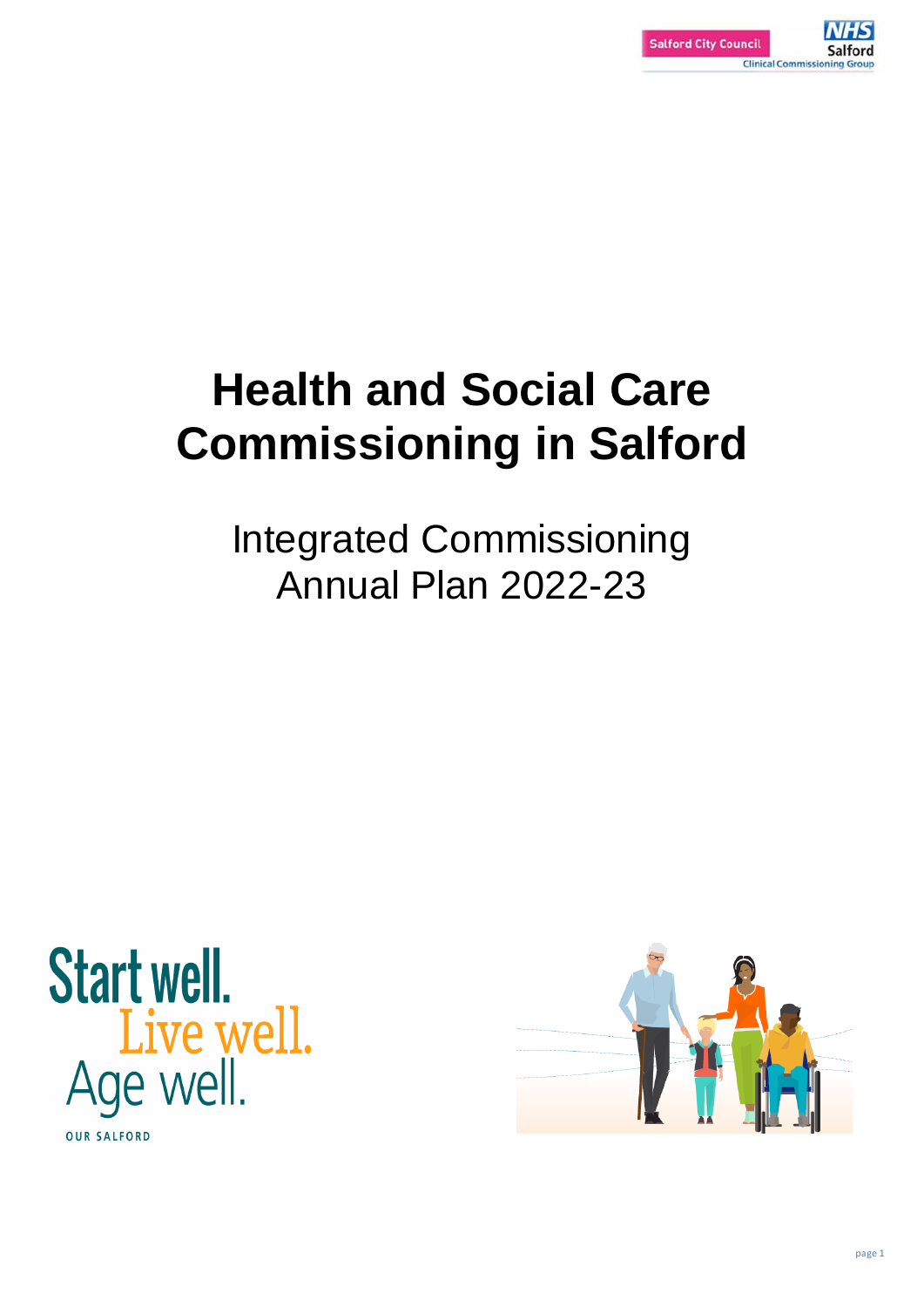# Health and Social Care Commissioning in Salford

Integrated Commissioning Annual Plan 2022-23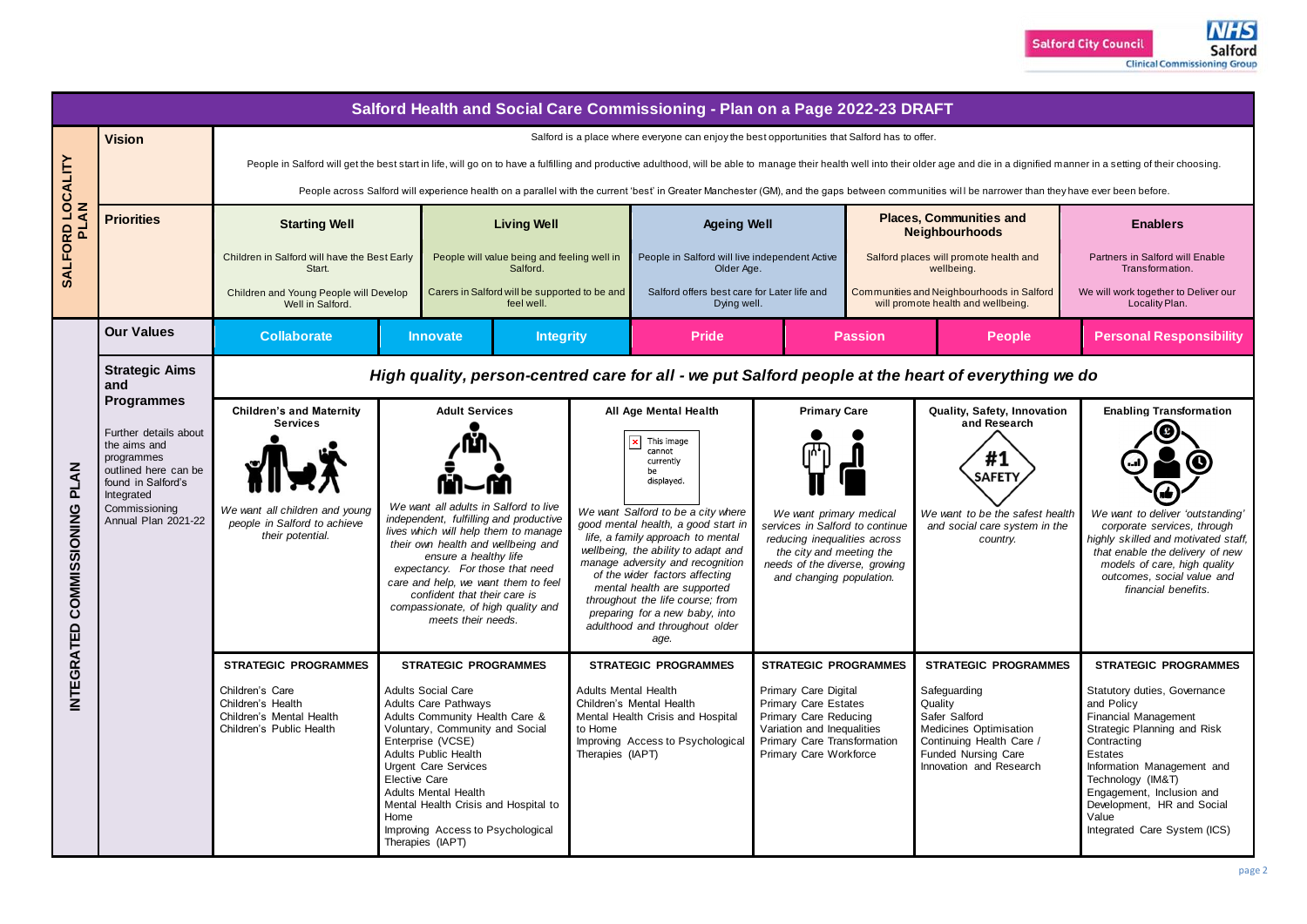# Salford Health and Social Care Commissioning - Plan on a Page 2022-23 DRAFT

## SALFORD LOCALITY PLAN

### Vision

Salford is a place where everyone can enjoy the best opportunities that Salford has to offer.

People in Salford will get the best start in life, will go on to have a fulfilling and productive adulthood, will be able to manage their health well into their older age and die in a dignified manner in a setting of their choosing.

People across Salford will experience health on a parallel with the current 'best' in Greater Manchester (GM), and the gaps between communities will be narrower than they have ever been before.

### Priorities

| Starting Well | Living Well | Ageing Well | Places, Communities and Neighbourhoods | Enablers |
|---|---|---|---|---|
| Children in Salford will have the Best Early Start. | People will value being and feeling well in Salford. | People in Salford will live independent Active Older Age. | Salford places will promote health and wellbeing. | Partners in Salford will Enable Transformation. |
| Children and Young People will Develop Well in Salford. | Carers in Salford will be supported to be and feel well. | Salford offers best care for Later life and Dying well. | Communities and Neighbourhoods in Salford will promote health and wellbeing. | We will work together to Deliver our Locality Plan. |

## INTEGRATED COMMISSIONING PLAN

### Our Values

Collaborate | Innovate | Integrity | Pride | Passion | People | Personal Responsibility

### Strategic Aims and Programmes

Further details about the aims and programmes outlined here can be found in Salford's Integrated Commissioning Annual Plan 2021-22

***High quality, person-centred care for all - we put Salford people at the heart of everything we do***

| Children's and Maternity Services | Adult Services | All Age Mental Health | Primary Care | Quality, Safety, Innovation and Research | Enabling Transformation |
|---|---|---|---|---|---|
| *We want all children and young people in Salford to achieve their potential.* | *We want all adults in Salford to live independent, fulfilling and productive lives which will help them to manage their own health and wellbeing and ensure a healthy life expectancy. For those that need care and help, we want them to feel confident that their care is compassionate, of high quality and meets their needs.* | *We want Salford to be a city where good mental health, a good start in life, a family approach to mental wellbeing, the ability to adapt and manage adversity and recognition of the wider factors affecting mental health are supported throughout the life course; from preparing for a new baby, into adulthood and throughout older age.* | *We want primary medical services in Salford to continue reducing inequalities across the city and meeting the needs of the diverse, growing and changing population.* | *We want to be the safest health and social care system in the country.* | *We want to deliver 'outstanding' corporate services, through highly skilled and motivated staff, that enable the delivery of new models of care, high quality outcomes, social value and financial benefits.* |
| **STRATEGIC PROGRAMMES** | **STRATEGIC PROGRAMMES** | **STRATEGIC PROGRAMMES** | **STRATEGIC PROGRAMMES** | **STRATEGIC PROGRAMMES** | **STRATEGIC PROGRAMMES** |
| Children's Care<br>Children's Health<br>Children's Mental Health<br>Children's Public Health | Adults Social Care<br>Adults Care Pathways<br>Adults Community Health Care & Voluntary, Community and Social Enterprise (VCSE)<br>Adults Public Health<br>Urgent Care Services<br>Elective Care<br>Adults Mental Health<br>Mental Health Crisis and Hospital to Home<br>Improving Access to Psychological Therapies (IAPT) | Adults Mental Health<br>Children's Mental Health<br>Mental Health Crisis and Hospital to Home<br>Improving Access to Psychological Therapies (IAPT) | Primary Care Digital<br>Primary Care Estates<br>Primary Care Reducing Variation and Inequalities<br>Primary Care Transformation<br>Primary Care Workforce | Safeguarding<br>Quality<br>Safer Salford<br>Medicines Optimisation<br>Continuing Health Care / Funded Nursing Care<br>Innovation and Research | Statutory duties, Governance and Policy<br>Financial Management<br>Strategic Planning and Risk<br>Contracting<br>Estates<br>Information Management and Technology (IM&T)<br>Engagement, Inclusion and Development, HR and Social Value<br>Integrated Care System (ICS) |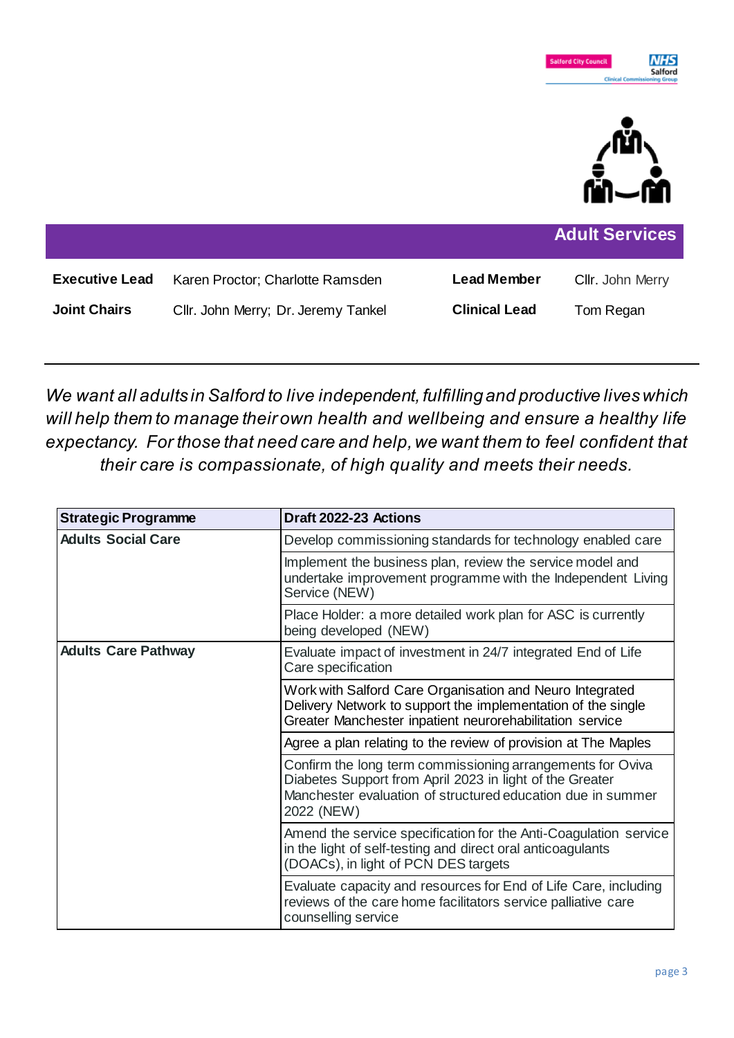## Adult Services

| | | | |
|---|---|---|---|
| **Executive Lead** | Karen Proctor; Charlotte Ramsden | **Lead Member** | Cllr. John Merry |
| **Joint Chairs** | Cllr. John Merry; Dr. Jeremy Tankel | **Clinical Lead** | Tom Regan |

*We want all adults in Salford to live independent, fulfilling and productive lives which will help them to manage their own health and wellbeing and ensure a healthy life expectancy. For those that need care and help, we want them to feel confident that their care is compassionate, of high quality and meets their needs.*

| Strategic Programme | Draft 2022-23 Actions |
|---|---|
| **Adults Social Care** | Develop commissioning standards for technology enabled care |
| | Implement the business plan, review the service model and undertake improvement programme with the Independent Living Service (NEW) |
| | Place Holder: a more detailed work plan for ASC is currently being developed (NEW) |
| **Adults Care Pathway** | Evaluate impact of investment in 24/7 integrated End of Life Care specification |
| | Work with Salford Care Organisation and Neuro Integrated Delivery Network to support the implementation of the single Greater Manchester inpatient neurorehabilitation service |
| | Agree a plan relating to the review of provision at The Maples |
| | Confirm the long term commissioning arrangements for Oviva Diabetes Support from April 2023 in light of the Greater Manchester evaluation of structured education due in summer 2022 (NEW) |
| | Amend the service specification for the Anti-Coagulation service in the light of self-testing and direct oral anticoagulants (DOACs), in light of PCN DES targets |
| | Evaluate capacity and resources for End of Life Care, including reviews of the care home facilitators service palliative care counselling service |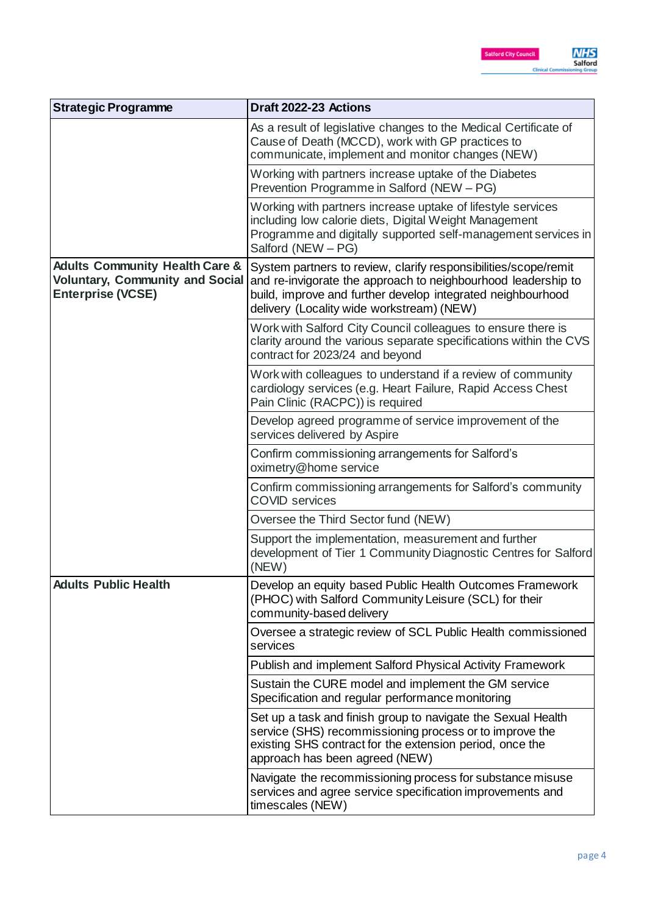| Strategic Programme | Draft 2022-23 Actions |
| --- | --- |
| | As a result of legislative changes to the Medical Certificate of Cause of Death (MCCD), work with GP practices to communicate, implement and monitor changes (NEW) |
| | Working with partners increase uptake of the Diabetes Prevention Programme in Salford (NEW – PG) |
| | Working with partners increase uptake of lifestyle services including low calorie diets, Digital Weight Management Programme and digitally supported self-management services in Salford (NEW – PG) |
| **Adults Community Health Care & Voluntary, Community and Social Enterprise (VCSE)** | System partners to review, clarify responsibilities/scope/remit and re-invigorate the approach to neighbourhood leadership to build, improve and further develop integrated neighbourhood delivery (Locality wide workstream) (NEW) |
| | Work with Salford City Council colleagues to ensure there is clarity around the various separate specifications within the CVS contract for 2023/24 and beyond |
| | Work with colleagues to understand if a review of community cardiology services (e.g. Heart Failure, Rapid Access Chest Pain Clinic (RACPC)) is required |
| | Develop agreed programme of service improvement of the services delivered by Aspire |
| | Confirm commissioning arrangements for Salford's oximetry@home service |
| | Confirm commissioning arrangements for Salford's community COVID services |
| | Oversee the Third Sector fund (NEW) |
| | Support the implementation, measurement and further development of Tier 1 Community Diagnostic Centres for Salford (NEW) |
| **Adults Public Health** | Develop an equity based Public Health Outcomes Framework (PHOC) with Salford Community Leisure (SCL) for their community-based delivery |
| | Oversee a strategic review of SCL Public Health commissioned services |
| | Publish and implement Salford Physical Activity Framework |
| | Sustain the CURE model and implement the GM service Specification and regular performance monitoring |
| | Set up a task and finish group to navigate the Sexual Health service (SHS) recommissioning process or to improve the existing SHS contract for the extension period, once the approach has been agreed (NEW) |
| | Navigate the recommissioning process for substance misuse services and agree service specification improvements and timescales (NEW) |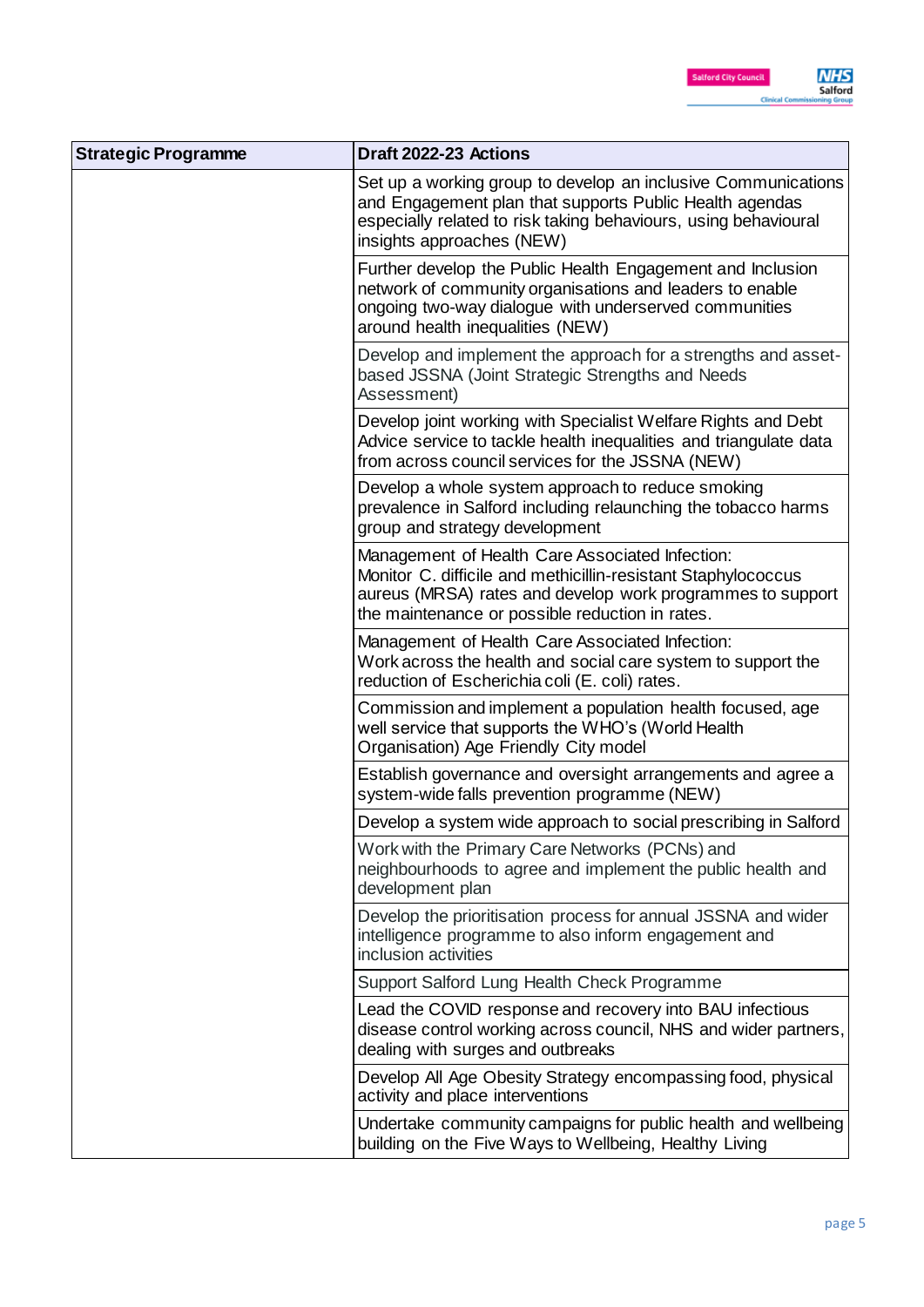| Strategic Programme | Draft 2022-23 Actions |
|---|---|
| | Set up a working group to develop an inclusive Communications and Engagement plan that supports Public Health agendas especially related to risk taking behaviours, using behavioural insights approaches (NEW) |
| | Further develop the Public Health Engagement and Inclusion network of community organisations and leaders to enable ongoing two-way dialogue with underserved communities around health inequalities (NEW) |
| | Develop and implement the approach for a strengths and asset-based JSSNA (Joint Strategic Strengths and Needs Assessment) |
| | Develop joint working with Specialist Welfare Rights and Debt Advice service to tackle health inequalities and triangulate data from across council services for the JSSNA (NEW) |
| | Develop a whole system approach to reduce smoking prevalence in Salford including relaunching the tobacco harms group and strategy development |
| | Management of Health Care Associated Infection: Monitor C. difficile and methicillin-resistant Staphylococcus aureus (MRSA) rates and develop work programmes to support the maintenance or possible reduction in rates. |
| | Management of Health Care Associated Infection: Work across the health and social care system to support the reduction of Escherichia coli (E. coli) rates. |
| | Commission and implement a population health focused, age well service that supports the WHO's (World Health Organisation) Age Friendly City model |
| | Establish governance and oversight arrangements and agree a system-wide falls prevention programme (NEW) |
| | Develop a system wide approach to social prescribing in Salford |
| | Work with the Primary Care Networks (PCNs) and neighbourhoods to agree and implement the public health and development plan |
| | Develop the prioritisation process for annual JSSNA and wider intelligence programme to also inform engagement and inclusion activities |
| | Support Salford Lung Health Check Programme |
| | Lead the COVID response and recovery into BAU infectious disease control working across council, NHS and wider partners, dealing with surges and outbreaks |
| | Develop All Age Obesity Strategy encompassing food, physical activity and place interventions |
| | Undertake community campaigns for public health and wellbeing building on the Five Ways to Wellbeing, Healthy Living |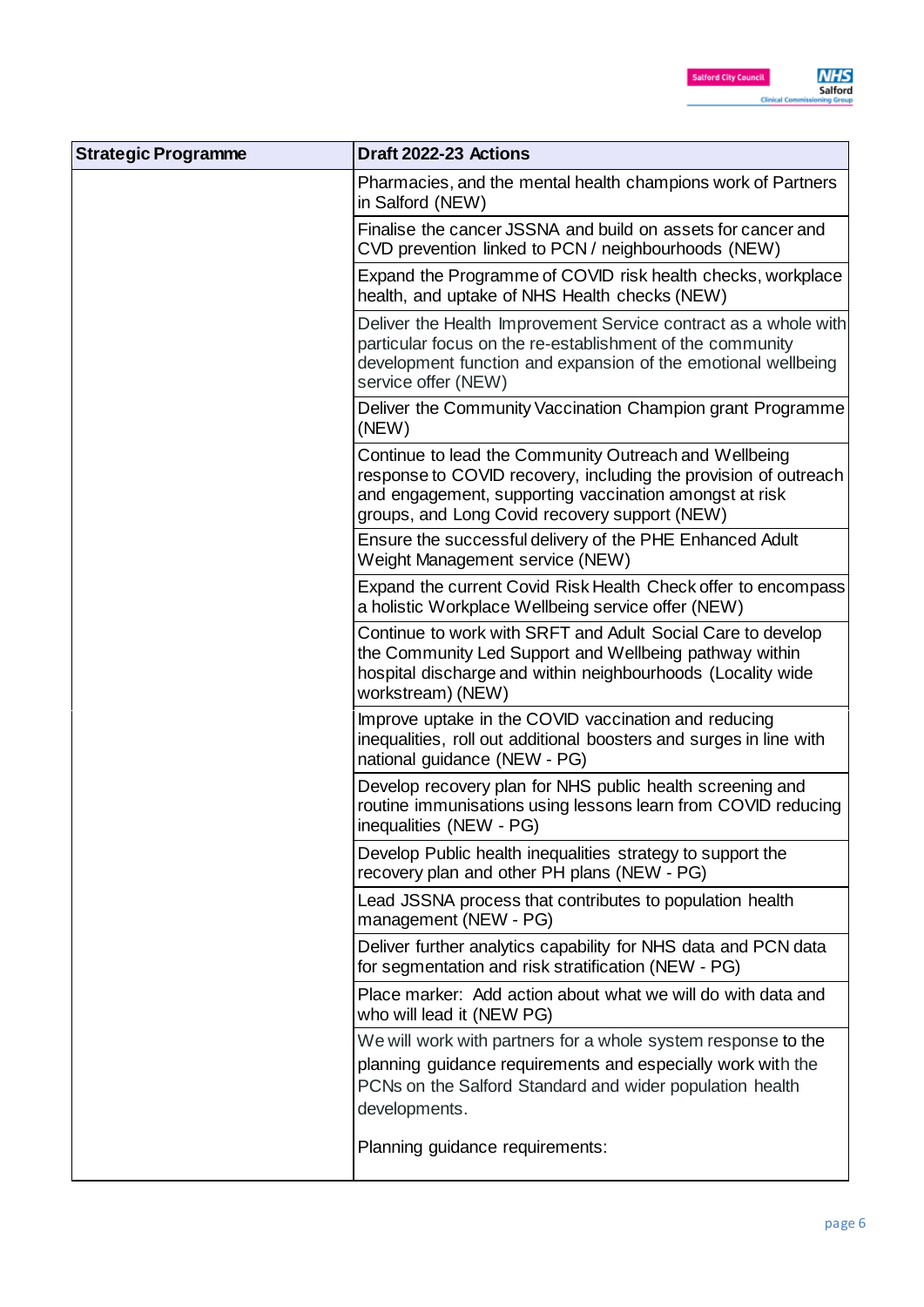| Strategic Programme | Draft 2022-23 Actions |
| --- | --- |
| | Pharmacies, and the mental health champions work of Partners in Salford (NEW) |
| | Finalise the cancer JSSNA and build on assets for cancer and CVD prevention linked to PCN / neighbourhoods (NEW) |
| | Expand the Programme of COVID risk health checks, workplace health, and uptake of NHS Health checks (NEW) |
| | Deliver the Health Improvement Service contract as a whole with particular focus on the re-establishment of the community development function and expansion of the emotional wellbeing service offer (NEW) |
| | Deliver the Community Vaccination Champion grant Programme (NEW) |
| | Continue to lead the Community Outreach and Wellbeing response to COVID recovery, including the provision of outreach and engagement, supporting vaccination amongst at risk groups, and Long Covid recovery support (NEW) |
| | Ensure the successful delivery of the PHE Enhanced Adult Weight Management service (NEW) |
| | Expand the current Covid Risk Health Check offer to encompass a holistic Workplace Wellbeing service offer (NEW) |
| | Continue to work with SRFT and Adult Social Care to develop the Community Led Support and Wellbeing pathway within hospital discharge and within neighbourhoods (Locality wide workstream) (NEW) |
| | Improve uptake in the COVID vaccination and reducing inequalities, roll out additional boosters and surges in line with national guidance (NEW - PG) |
| | Develop recovery plan for NHS public health screening and routine immunisations using lessons learn from COVID reducing inequalities (NEW - PG) |
| | Develop Public health inequalities strategy to support the recovery plan and other PH plans (NEW - PG) |
| | Lead JSSNA process that contributes to population health management (NEW - PG) |
| | Deliver further analytics capability for NHS data and PCN data for segmentation and risk stratification (NEW - PG) |
| | Place marker: Add action about what we will do with data and who will lead it (NEW PG) |
| | We will work with partners for a whole system response to the planning guidance requirements and especially work with the PCNs on the Salford Standard and wider population health developments.<br><br>Planning guidance requirements: |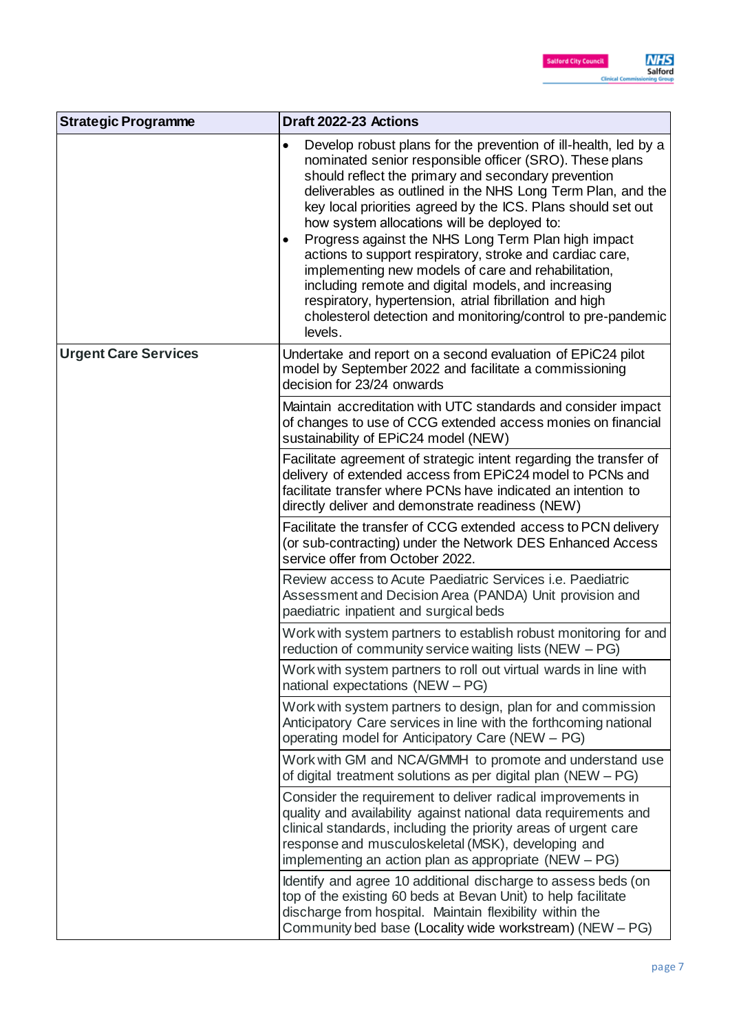| Strategic Programme | Draft 2022-23 Actions |
|---|---|
| | • Develop robust plans for the prevention of ill-health, led by a nominated senior responsible officer (SRO). These plans should reflect the primary and secondary prevention deliverables as outlined in the NHS Long Term Plan, and the key local priorities agreed by the ICS. Plans should set out how system allocations will be deployed to:<br>• Progress against the NHS Long Term Plan high impact actions to support respiratory, stroke and cardiac care, implementing new models of care and rehabilitation, including remote and digital models, and increasing respiratory, hypertension, atrial fibrillation and high cholesterol detection and monitoring/control to pre-pandemic levels. |
| **Urgent Care Services** | Undertake and report on a second evaluation of EPiC24 pilot model by September 2022 and facilitate a commissioning decision for 23/24 onwards |
| | Maintain accreditation with UTC standards and consider impact of changes to use of CCG extended access monies on financial sustainability of EPiC24 model (NEW) |
| | Facilitate agreement of strategic intent regarding the transfer of delivery of extended access from EPiC24 model to PCNs and facilitate transfer where PCNs have indicated an intention to directly deliver and demonstrate readiness (NEW) |
| | Facilitate the transfer of CCG extended access to PCN delivery (or sub-contracting) under the Network DES Enhanced Access service offer from October 2022. |
| | Review access to Acute Paediatric Services i.e. Paediatric Assessment and Decision Area (PANDA) Unit provision and paediatric inpatient and surgical beds |
| | Work with system partners to establish robust monitoring for and reduction of community service waiting lists (NEW – PG) |
| | Work with system partners to roll out virtual wards in line with national expectations (NEW – PG) |
| | Work with system partners to design, plan for and commission Anticipatory Care services in line with the forthcoming national operating model for Anticipatory Care (NEW – PG) |
| | Work with GM and NCA/GMMH to promote and understand use of digital treatment solutions as per digital plan (NEW – PG) |
| | Consider the requirement to deliver radical improvements in quality and availability against national data requirements and clinical standards, including the priority areas of urgent care response and musculoskeletal (MSK), developing and implementing an action plan as appropriate (NEW – PG) |
| | Identify and agree 10 additional discharge to assess beds (on top of the existing 60 beds at Bevan Unit) to help facilitate discharge from hospital. Maintain flexibility within the Community bed base (Locality wide workstream) (NEW – PG) |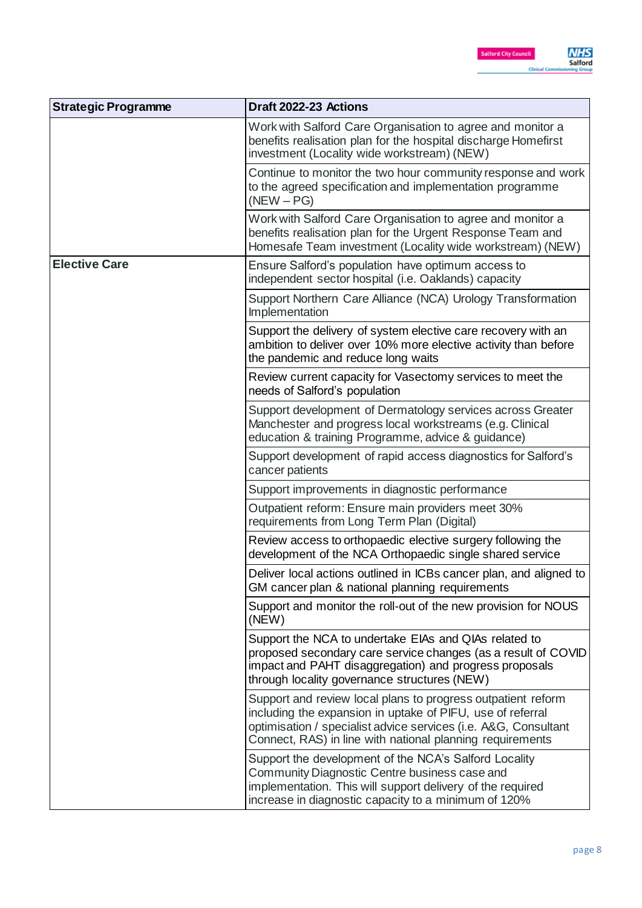| Strategic Programme | Draft 2022-23 Actions |
| --- | --- |
| | Work with Salford Care Organisation to agree and monitor a benefits realisation plan for the hospital discharge Homefirst investment (Locality wide workstream) (NEW) |
| | Continue to monitor the two hour community response and work to the agreed specification and implementation programme (NEW – PG) |
| | Work with Salford Care Organisation to agree and monitor a benefits realisation plan for the Urgent Response Team and Homesafe Team investment (Locality wide workstream) (NEW) |
| **Elective Care** | Ensure Salford's population have optimum access to independent sector hospital (i.e. Oaklands) capacity |
| | Support Northern Care Alliance (NCA) Urology Transformation Implementation |
| | Support the delivery of system elective care recovery with an ambition to deliver over 10% more elective activity than before the pandemic and reduce long waits |
| | Review current capacity for Vasectomy services to meet the needs of Salford's population |
| | Support development of Dermatology services across Greater Manchester and progress local workstreams (e.g. Clinical education & training Programme, advice & guidance) |
| | Support development of rapid access diagnostics for Salford's cancer patients |
| | Support improvements in diagnostic performance |
| | Outpatient reform: Ensure main providers meet 30% requirements from Long Term Plan (Digital) |
| | Review access to orthopaedic elective surgery following the development of the NCA Orthopaedic single shared service |
| | Deliver local actions outlined in ICBs cancer plan, and aligned to GM cancer plan & national planning requirements |
| | Support and monitor the roll-out of the new provision for NOUS (NEW) |
| | Support the NCA to undertake EIAs and QIAs related to proposed secondary care service changes (as a result of COVID impact and PAHT disaggregation) and progress proposals through locality governance structures (NEW) |
| | Support and review local plans to progress outpatient reform including the expansion in uptake of PIFU, use of referral optimisation / specialist advice services (i.e. A&G, Consultant Connect, RAS) in line with national planning requirements |
| | Support the development of the NCA's Salford Locality Community Diagnostic Centre business case and implementation. This will support delivery of the required increase in diagnostic capacity to a minimum of 120% |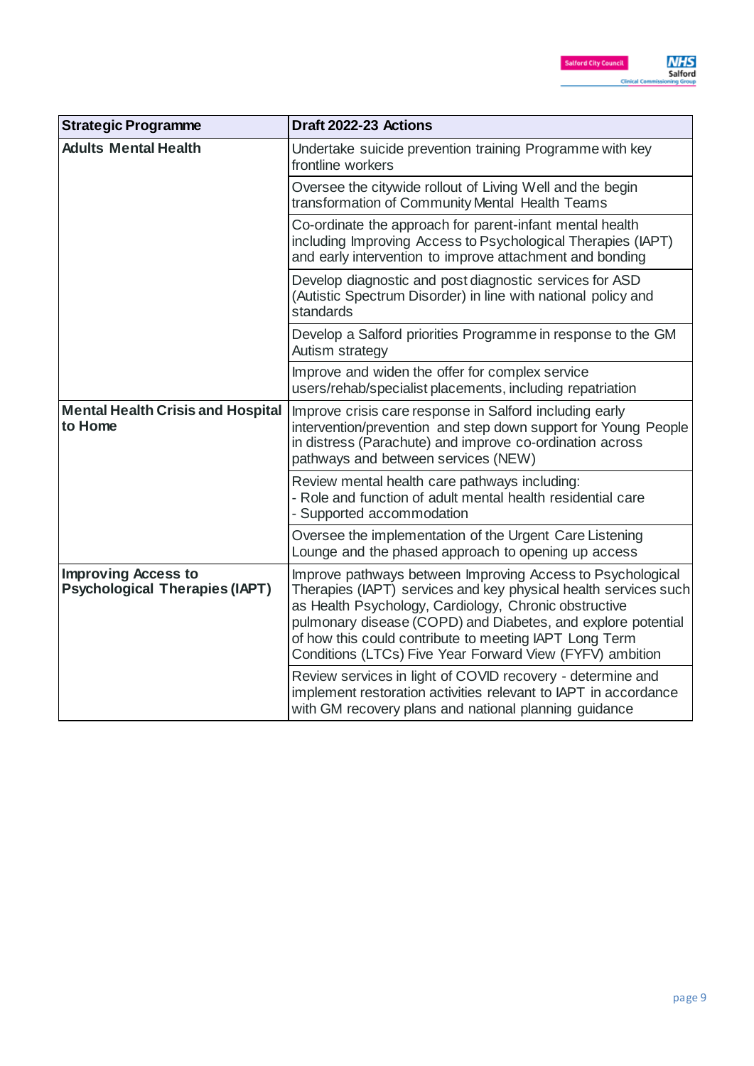| Strategic Programme | Draft 2022-23 Actions |
|---|---|
| **Adults Mental Health** | Undertake suicide prevention training Programme with key frontline workers |
| | Oversee the citywide rollout of Living Well and the begin transformation of Community Mental Health Teams |
| | Co-ordinate the approach for parent-infant mental health including Improving Access to Psychological Therapies (IAPT) and early intervention to improve attachment and bonding |
| | Develop diagnostic and post diagnostic services for ASD (Autistic Spectrum Disorder) in line with national policy and standards |
| | Develop a Salford priorities Programme in response to the GM Autism strategy |
| | Improve and widen the offer for complex service users/rehab/specialist placements, including repatriation |
| **Mental Health Crisis and Hospital to Home** | Improve crisis care response in Salford including early intervention/prevention and step down support for Young People in distress (Parachute) and improve co-ordination across pathways and between services (NEW) |
| | Review mental health care pathways including:<br>- Role and function of adult mental health residential care<br>- Supported accommodation |
| | Oversee the implementation of the Urgent Care Listening Lounge and the phased approach to opening up access |
| **Improving Access to Psychological Therapies (IAPT)** | Improve pathways between Improving Access to Psychological Therapies (IAPT) services and key physical health services such as Health Psychology, Cardiology, Chronic obstructive pulmonary disease (COPD) and Diabetes, and explore potential of how this could contribute to meeting IAPT Long Term Conditions (LTCs) Five Year Forward View (FYFV) ambition |
| | Review services in light of COVID recovery - determine and implement restoration activities relevant to IAPT in accordance with GM recovery plans and national planning guidance |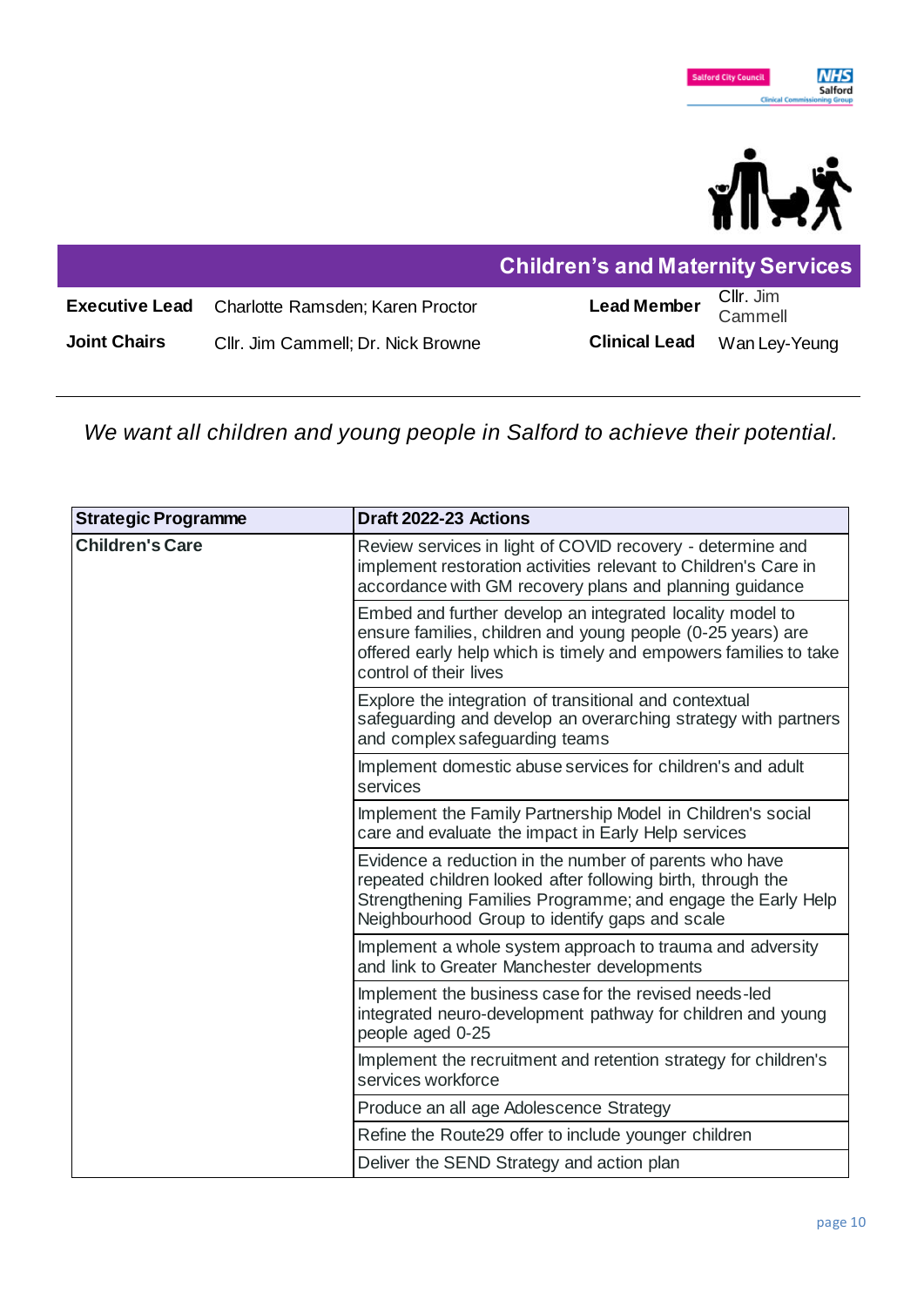## Children's and Maternity Services

| | | | |
|---|---|---|---|
| **Executive Lead** | Charlotte Ramsden; Karen Proctor | **Lead Member** | Cllr. Jim Cammell |
| **Joint Chairs** | Cllr. Jim Cammell; Dr. Nick Browne | **Clinical Lead** | Wan Ley-Yeung |

*We want all children and young people in Salford to achieve their potential.*

| Strategic Programme | Draft 2022-23 Actions |
|---|---|
| **Children's Care** | Review services in light of COVID recovery - determine and implement restoration activities relevant to Children's Care in accordance with GM recovery plans and planning guidance |
| | Embed and further develop an integrated locality model to ensure families, children and young people (0-25 years) are offered early help which is timely and empowers families to take control of their lives |
| | Explore the integration of transitional and contextual safeguarding and develop an overarching strategy with partners and complex safeguarding teams |
| | Implement domestic abuse services for children's and adult services |
| | Implement the Family Partnership Model in Children's social care and evaluate the impact in Early Help services |
| | Evidence a reduction in the number of parents who have repeated children looked after following birth, through the Strengthening Families Programme; and engage the Early Help Neighbourhood Group to identify gaps and scale |
| | Implement a whole system approach to trauma and adversity and link to Greater Manchester developments |
| | Implement the business case for the revised needs-led integrated neuro-development pathway for children and young people aged 0-25 |
| | Implement the recruitment and retention strategy for children's services workforce |
| | Produce an all age Adolescence Strategy |
| | Refine the Route29 offer to include younger children |
| | Deliver the SEND Strategy and action plan |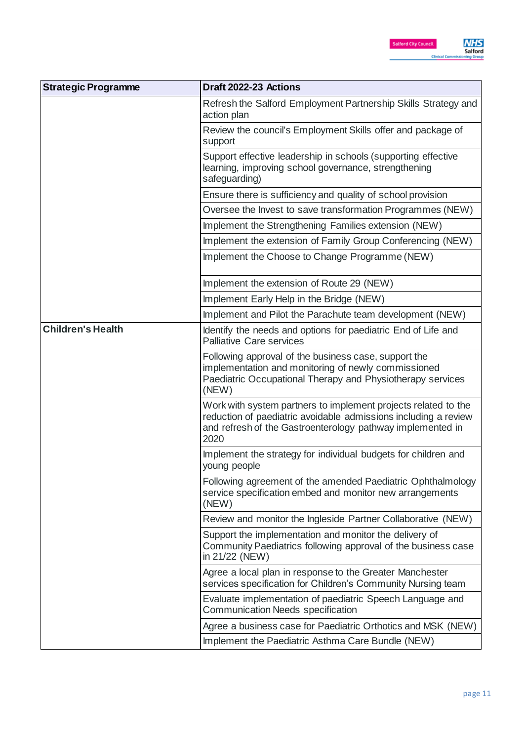| Strategic Programme | Draft 2022-23 Actions |
|---|---|
| | Refresh the Salford Employment Partnership Skills Strategy and action plan |
| | Review the council's Employment Skills offer and package of support |
| | Support effective leadership in schools (supporting effective learning, improving school governance, strengthening safeguarding) |
| | Ensure there is sufficiency and quality of school provision |
| | Oversee the Invest to save transformation Programmes (NEW) |
| | Implement the Strengthening Families extension (NEW) |
| | Implement the extension of Family Group Conferencing (NEW) |
| | Implement the Choose to Change Programme (NEW) |
| | Implement the extension of Route 29 (NEW) |
| | Implement Early Help in the Bridge (NEW) |
| | Implement and Pilot the Parachute team development (NEW) |
| **Children's Health** | Identify the needs and options for paediatric End of Life and Palliative Care services |
| | Following approval of the business case, support the implementation and monitoring of newly commissioned Paediatric Occupational Therapy and Physiotherapy services (NEW) |
| | Work with system partners to implement projects related to the reduction of paediatric avoidable admissions including a review and refresh of the Gastroenterology pathway implemented in 2020 |
| | Implement the strategy for individual budgets for children and young people |
| | Following agreement of the amended Paediatric Ophthalmology service specification embed and monitor new arrangements (NEW) |
| | Review and monitor the Ingleside Partner Collaborative (NEW) |
| | Support the implementation and monitor the delivery of Community Paediatrics following approval of the business case in 21/22 (NEW) |
| | Agree a local plan in response to the Greater Manchester services specification for Children's Community Nursing team |
| | Evaluate implementation of paediatric Speech Language and Communication Needs specification |
| | Agree a business case for Paediatric Orthotics and MSK (NEW) |
| | Implement the Paediatric Asthma Care Bundle (NEW) |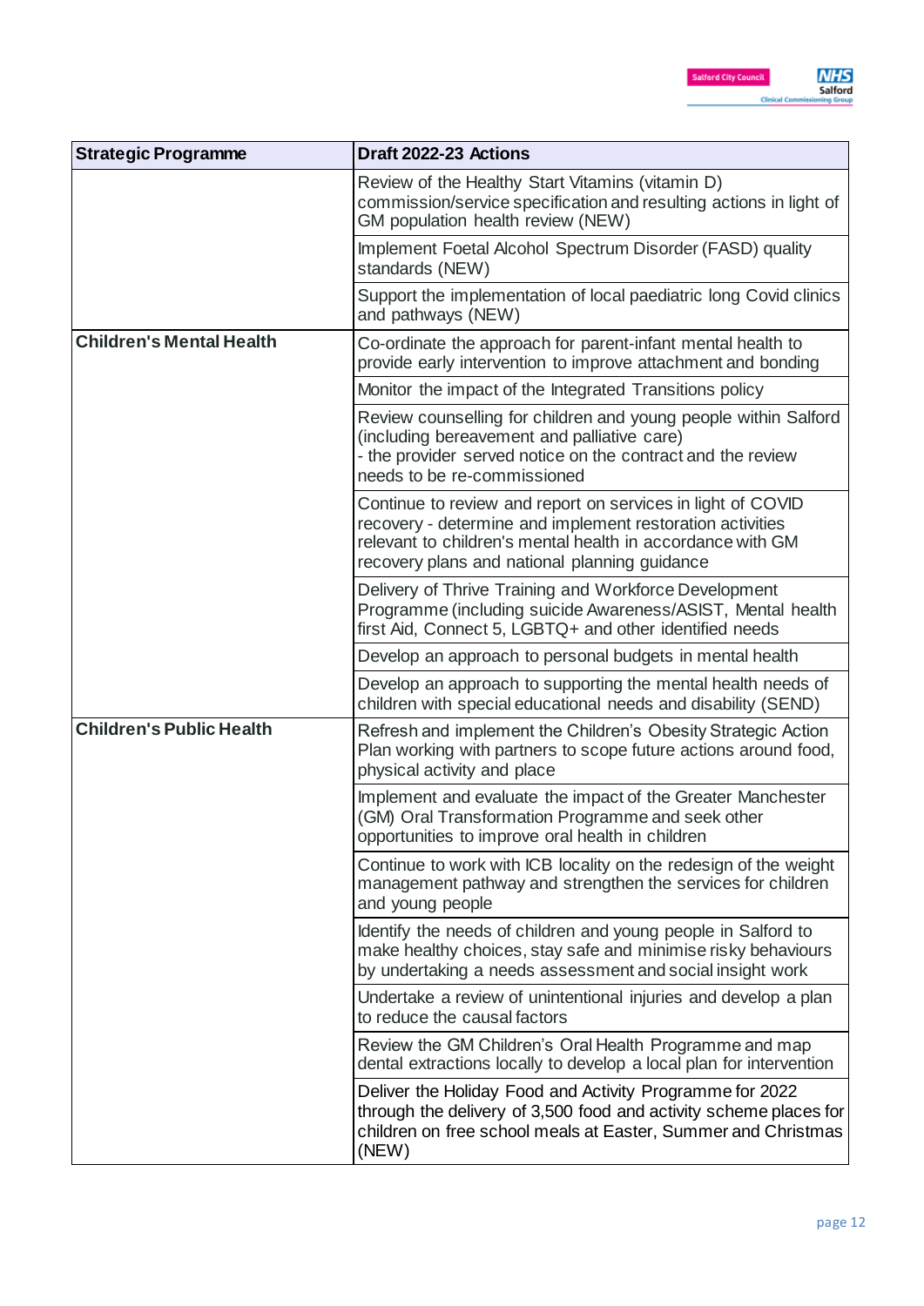| Strategic Programme | Draft 2022-23 Actions |
| --- | --- |
| | Review of the Healthy Start Vitamins (vitamin D) commission/service specification and resulting actions in light of GM population health review (NEW) |
| | Implement Foetal Alcohol Spectrum Disorder (FASD) quality standards (NEW) |
| | Support the implementation of local paediatric long Covid clinics and pathways (NEW) |
| **Children's Mental Health** | Co-ordinate the approach for parent-infant mental health to provide early intervention to improve attachment and bonding |
| | Monitor the impact of the Integrated Transitions policy |
| | Review counselling for children and young people within Salford (including bereavement and palliative care)<br>- the provider served notice on the contract and the review needs to be re-commissioned |
| | Continue to review and report on services in light of COVID recovery - determine and implement restoration activities relevant to children's mental health in accordance with GM recovery plans and national planning guidance |
| | Delivery of Thrive Training and Workforce Development Programme (including suicide Awareness/ASIST, Mental health first Aid, Connect 5, LGBTQ+ and other identified needs |
| | Develop an approach to personal budgets in mental health |
| | Develop an approach to supporting the mental health needs of children with special educational needs and disability (SEND) |
| **Children's Public Health** | Refresh and implement the Children's Obesity Strategic Action Plan working with partners to scope future actions around food, physical activity and place |
| | Implement and evaluate the impact of the Greater Manchester (GM) Oral Transformation Programme and seek other opportunities to improve oral health in children |
| | Continue to work with ICB locality on the redesign of the weight management pathway and strengthen the services for children and young people |
| | Identify the needs of children and young people in Salford to make healthy choices, stay safe and minimise risky behaviours by undertaking a needs assessment and social insight work |
| | Undertake a review of unintentional injuries and develop a plan to reduce the causal factors |
| | Review the GM Children's Oral Health Programme and map dental extractions locally to develop a local plan for intervention |
| | Deliver the Holiday Food and Activity Programme for 2022 through the delivery of 3,500 food and activity scheme places for children on free school meals at Easter, Summer and Christmas (NEW) |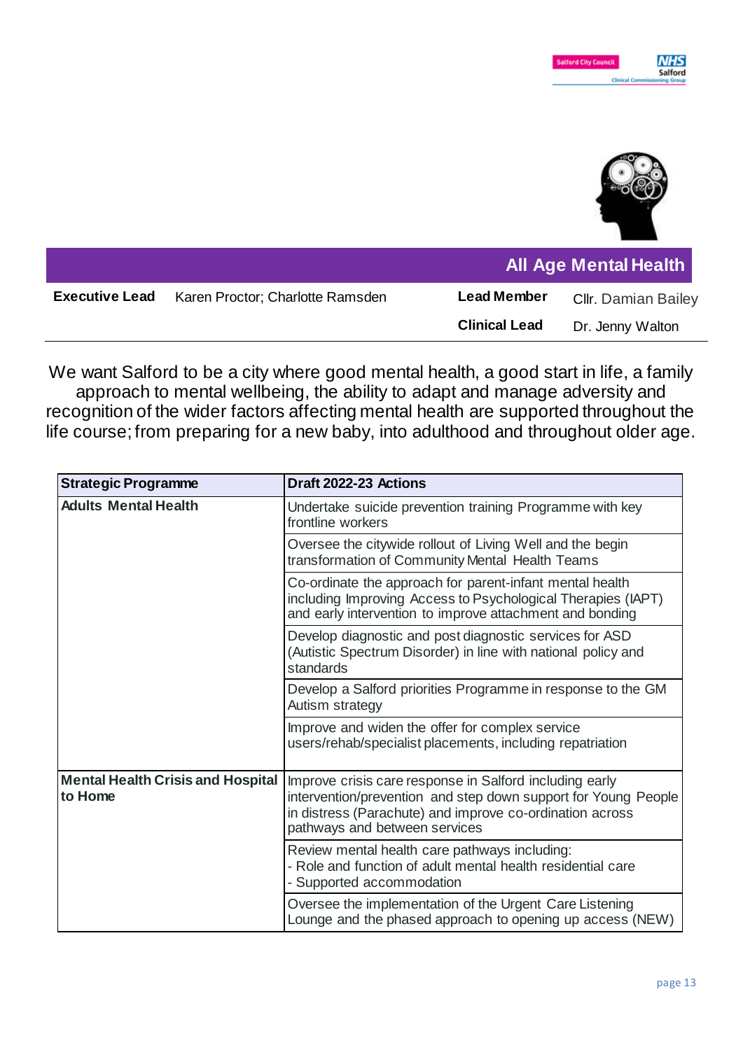# All Age Mental Health

| **Executive Lead** | Karen Proctor; Charlotte Ramsden | **Lead Member** | Cllr. Damian Bailey |
|---|---|---|---|
| | | **Clinical Lead** | Dr. Jenny Walton |

We want Salford to be a city where good mental health, a good start in life, a family approach to mental wellbeing, the ability to adapt and manage adversity and recognition of the wider factors affecting mental health are supported throughout the life course; from preparing for a new baby, into adulthood and throughout older age.

| Strategic Programme | Draft 2022-23 Actions |
|---|---|
| **Adults Mental Health** | Undertake suicide prevention training Programme with key frontline workers |
| | Oversee the citywide rollout of Living Well and the begin transformation of Community Mental Health Teams |
| | Co-ordinate the approach for parent-infant mental health including Improving Access to Psychological Therapies (IAPT) and early intervention to improve attachment and bonding |
| | Develop diagnostic and post diagnostic services for ASD (Autistic Spectrum Disorder) in line with national policy and standards |
| | Develop a Salford priorities Programme in response to the GM Autism strategy |
| | Improve and widen the offer for complex service users/rehab/specialist placements, including repatriation |
| **Mental Health Crisis and Hospital to Home** | Improve crisis care response in Salford including early intervention/prevention and step down support for Young People in distress (Parachute) and improve co-ordination across pathways and between services |
| | Review mental health care pathways including:<br>- Role and function of adult mental health residential care<br>- Supported accommodation |
| | Oversee the implementation of the Urgent Care Listening Lounge and the phased approach to opening up access (NEW) |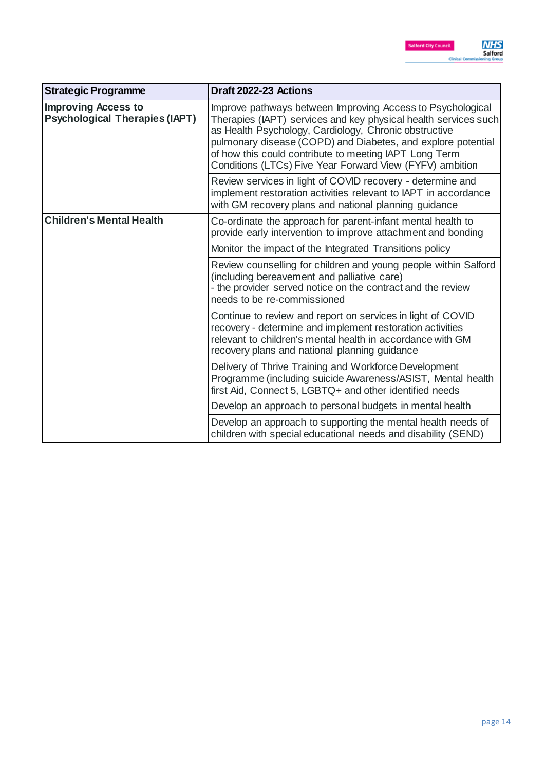| Strategic Programme | Draft 2022-23 Actions |
|---|---|
| **Improving Access to Psychological Therapies (IAPT)** | Improve pathways between Improving Access to Psychological Therapies (IAPT) services and key physical health services such as Health Psychology, Cardiology, Chronic obstructive pulmonary disease (COPD) and Diabetes, and explore potential of how this could contribute to meeting IAPT Long Term Conditions (LTCs) Five Year Forward View (FYFV) ambition |
| | Review services in light of COVID recovery - determine and implement restoration activities relevant to IAPT in accordance with GM recovery plans and national planning guidance |
| **Children's Mental Health** | Co-ordinate the approach for parent-infant mental health to provide early intervention to improve attachment and bonding |
| | Monitor the impact of the Integrated Transitions policy |
| | Review counselling for children and young people within Salford (including bereavement and palliative care)<br>- the provider served notice on the contract and the review needs to be re-commissioned |
| | Continue to review and report on services in light of COVID recovery - determine and implement restoration activities relevant to children's mental health in accordance with GM recovery plans and national planning guidance |
| | Delivery of Thrive Training and Workforce Development Programme (including suicide Awareness/ASIST, Mental health first Aid, Connect 5, LGBTQ+ and other identified needs |
| | Develop an approach to personal budgets in mental health |
| | Develop an approach to supporting the mental health needs of children with special educational needs and disability (SEND) |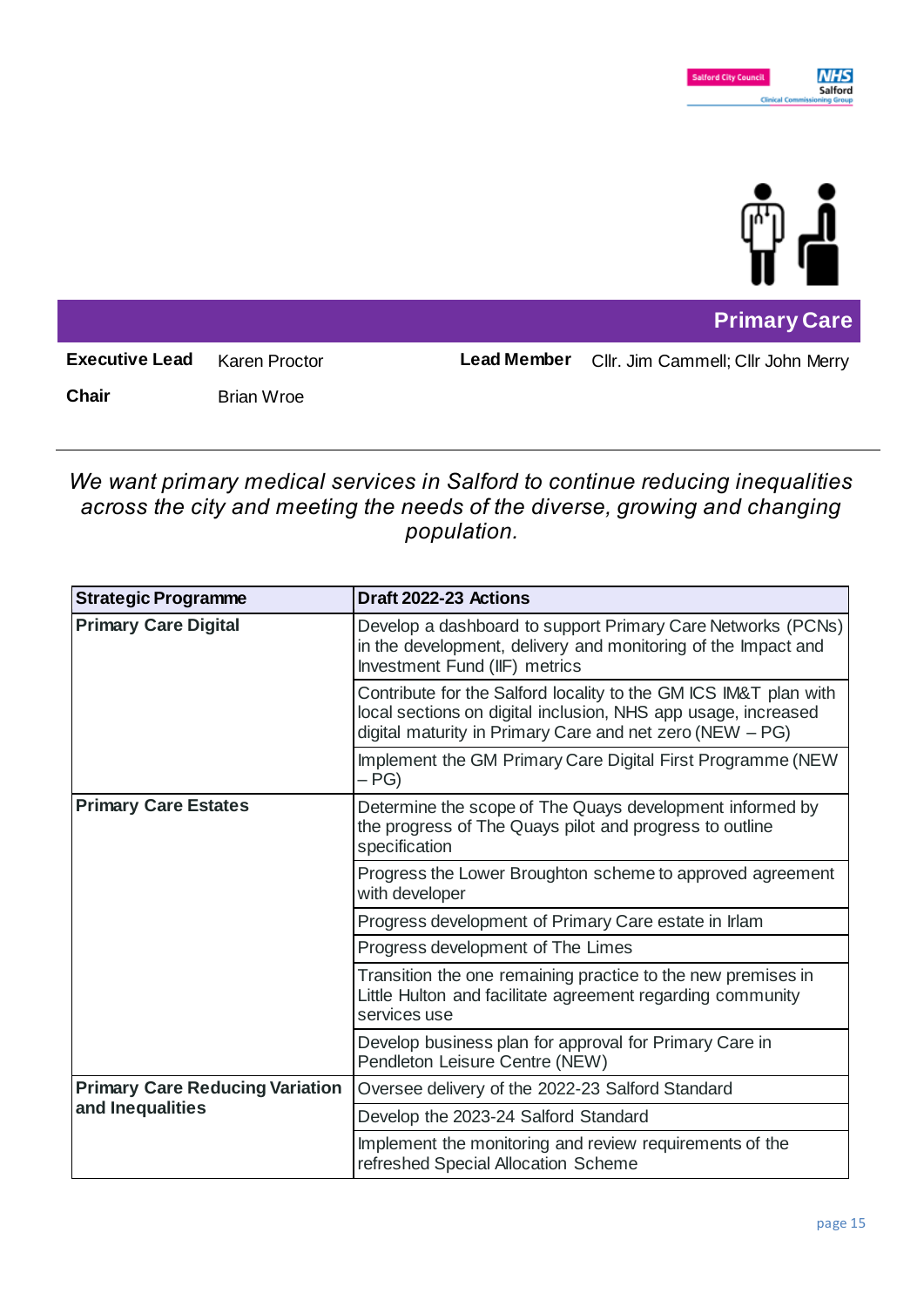## Primary Care

**Executive Lead** Karen Proctor

**Lead Member** Cllr. Jim Cammell; Cllr John Merry

**Chair** Brian Wroe

---

*We want primary medical services in Salford to continue reducing inequalities across the city and meeting the needs of the diverse, growing and changing population.*

| Strategic Programme | Draft 2022-23 Actions |
|---|---|
| **Primary Care Digital** | Develop a dashboard to support Primary Care Networks (PCNs) in the development, delivery and monitoring of the Impact and Investment Fund (IIF) metrics |
| | Contribute for the Salford locality to the GM ICS IM&T plan with local sections on digital inclusion, NHS app usage, increased digital maturity in Primary Care and net zero (NEW – PG) |
| | Implement the GM Primary Care Digital First Programme (NEW – PG) |
| **Primary Care Estates** | Determine the scope of The Quays development informed by the progress of The Quays pilot and progress to outline specification |
| | Progress the Lower Broughton scheme to approved agreement with developer |
| | Progress development of Primary Care estate in Irlam |
| | Progress development of The Limes |
| | Transition the one remaining practice to the new premises in Little Hulton and facilitate agreement regarding community services use |
| | Develop business plan for approval for Primary Care in Pendleton Leisure Centre (NEW) |
| **Primary Care Reducing Variation and Inequalities** | Oversee delivery of the 2022-23 Salford Standard |
| | Develop the 2023-24 Salford Standard |
| | Implement the monitoring and review requirements of the refreshed Special Allocation Scheme |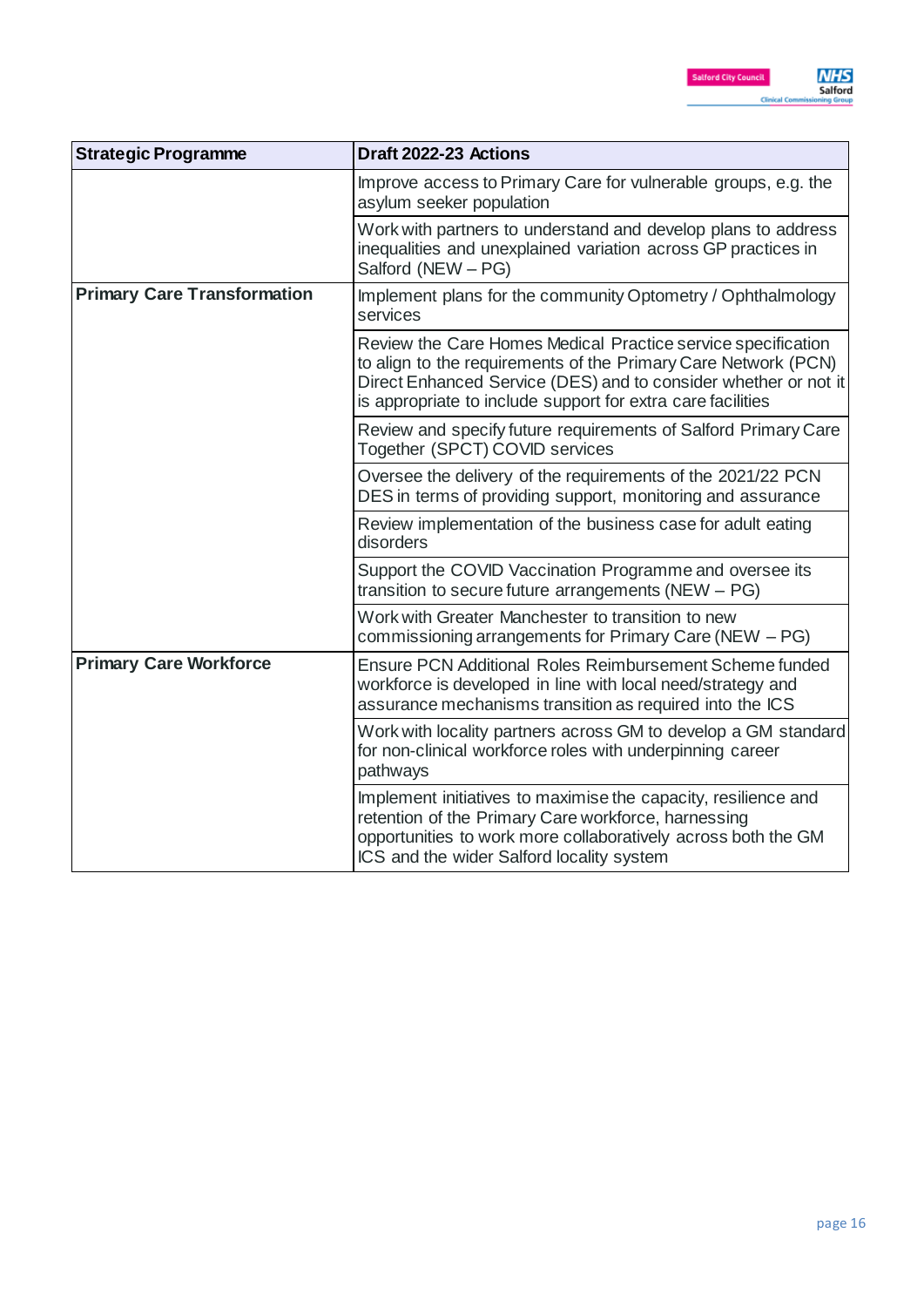| Strategic Programme | Draft 2022-23 Actions |
| --- | --- |
| | Improve access to Primary Care for vulnerable groups, e.g. the asylum seeker population |
| | Work with partners to understand and develop plans to address inequalities and unexplained variation across GP practices in Salford (NEW – PG) |
| **Primary Care Transformation** | Implement plans for the community Optometry / Ophthalmology services |
| | Review the Care Homes Medical Practice service specification to align to the requirements of the Primary Care Network (PCN) Direct Enhanced Service (DES) and to consider whether or not it is appropriate to include support for extra care facilities |
| | Review and specify future requirements of Salford Primary Care Together (SPCT) COVID services |
| | Oversee the delivery of the requirements of the 2021/22 PCN DES in terms of providing support, monitoring and assurance |
| | Review implementation of the business case for adult eating disorders |
| | Support the COVID Vaccination Programme and oversee its transition to secure future arrangements (NEW – PG) |
| | Work with Greater Manchester to transition to new commissioning arrangements for Primary Care (NEW – PG) |
| **Primary Care Workforce** | Ensure PCN Additional Roles Reimbursement Scheme funded workforce is developed in line with local need/strategy and assurance mechanisms transition as required into the ICS |
| | Work with locality partners across GM to develop a GM standard for non-clinical workforce roles with underpinning career pathways |
| | Implement initiatives to maximise the capacity, resilience and retention of the Primary Care workforce, harnessing opportunities to work more collaboratively across both the GM ICS and the wider Salford locality system |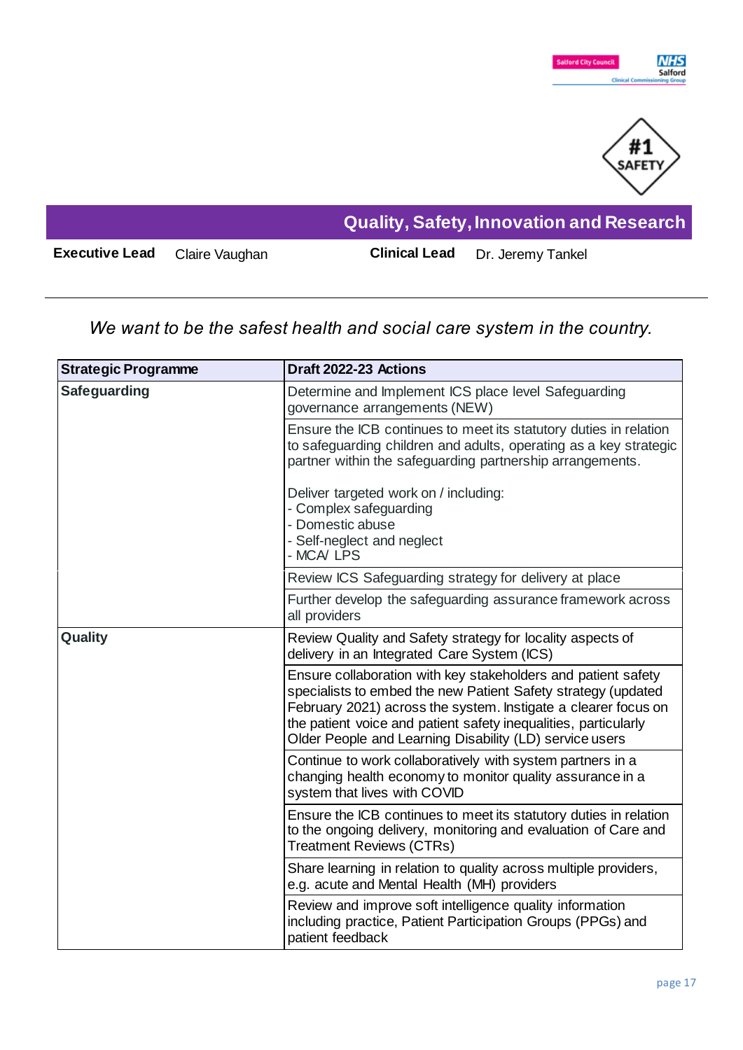## Quality, Safety, Innovation and Research

**Executive Lead** Claire Vaughan **Clinical Lead** Dr. Jeremy Tankel

*We want to be the safest health and social care system in the country.*

| Strategic Programme | Draft 2022-23 Actions |
|---|---|
| **Safeguarding** | Determine and Implement ICS place level Safeguarding governance arrangements (NEW) |
| | Ensure the ICB continues to meet its statutory duties in relation to safeguarding children and adults, operating as a key strategic partner within the safeguarding partnership arrangements.<br><br>Deliver targeted work on / including:<br>- Complex safeguarding<br>- Domestic abuse<br>- Self-neglect and neglect<br>- MCA/ LPS |
| | Review ICS Safeguarding strategy for delivery at place |
| | Further develop the safeguarding assurance framework across all providers |
| **Quality** | Review Quality and Safety strategy for locality aspects of delivery in an Integrated Care System (ICS) |
| | Ensure collaboration with key stakeholders and patient safety specialists to embed the new Patient Safety strategy (updated February 2021) across the system. Instigate a clearer focus on the patient voice and patient safety inequalities, particularly Older People and Learning Disability (LD) service users |
| | Continue to work collaboratively with system partners in a changing health economy to monitor quality assurance in a system that lives with COVID |
| | Ensure the ICB continues to meet its statutory duties in relation to the ongoing delivery, monitoring and evaluation of Care and Treatment Reviews (CTRs) |
| | Share learning in relation to quality across multiple providers, e.g. acute and Mental Health (MH) providers |
| | Review and improve soft intelligence quality information including practice, Patient Participation Groups (PPGs) and patient feedback |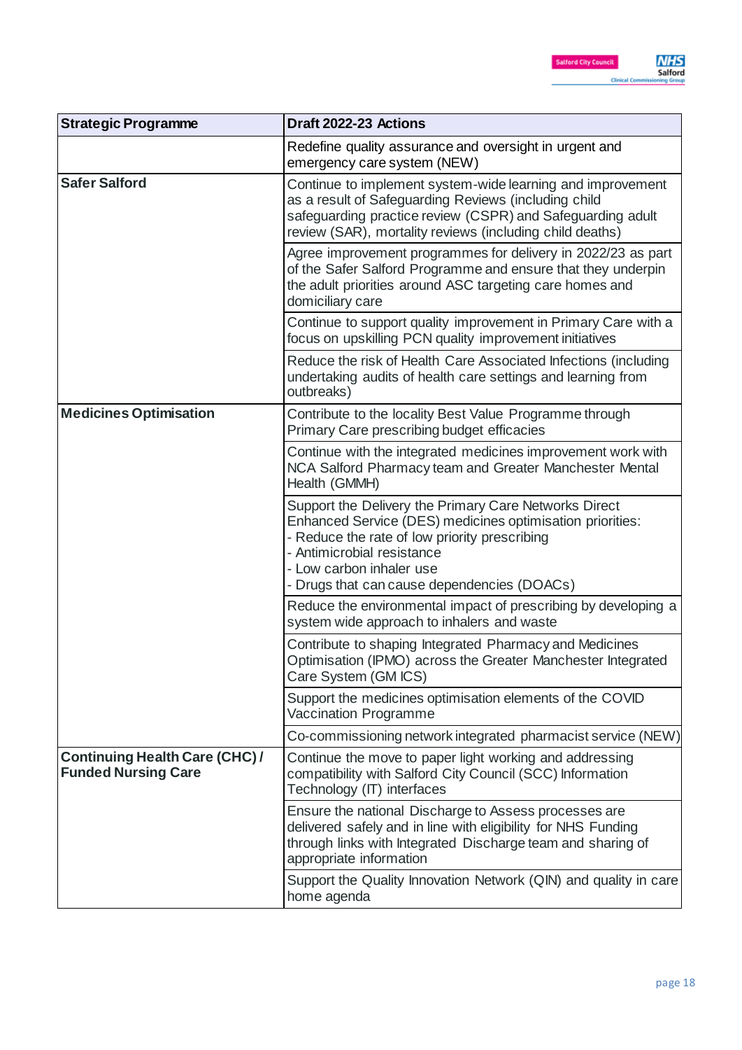| Strategic Programme | Draft 2022-23 Actions |
| --- | --- |
| | Redefine quality assurance and oversight in urgent and emergency care system (NEW) |
| **Safer Salford** | Continue to implement system-wide learning and improvement as a result of Safeguarding Reviews (including child safeguarding practice review (CSPR) and Safeguarding adult review (SAR), mortality reviews (including child deaths) |
| | Agree improvement programmes for delivery in 2022/23 as part of the Safer Salford Programme and ensure that they underpin the adult priorities around ASC targeting care homes and domiciliary care |
| | Continue to support quality improvement in Primary Care with a focus on upskilling PCN quality improvement initiatives |
| | Reduce the risk of Health Care Associated Infections (including undertaking audits of health care settings and learning from outbreaks) |
| **Medicines Optimisation** | Contribute to the locality Best Value Programme through Primary Care prescribing budget efficacies |
| | Continue with the integrated medicines improvement work with NCA Salford Pharmacy team and Greater Manchester Mental Health (GMMH) |
| | Support the Delivery the Primary Care Networks Direct Enhanced Service (DES) medicines optimisation priorities:<br>- Reduce the rate of low priority prescribing<br>- Antimicrobial resistance<br>- Low carbon inhaler use<br>- Drugs that can cause dependencies (DOACs) |
| | Reduce the environmental impact of prescribing by developing a system wide approach to inhalers and waste |
| | Contribute to shaping Integrated Pharmacy and Medicines Optimisation (IPMO) across the Greater Manchester Integrated Care System (GM ICS) |
| | Support the medicines optimisation elements of the COVID Vaccination Programme |
| | Co-commissioning network integrated pharmacist service (NEW) |
| **Continuing Health Care (CHC) / Funded Nursing Care** | Continue the move to paper light working and addressing compatibility with Salford City Council (SCC) Information Technology (IT) interfaces |
| | Ensure the national Discharge to Assess processes are delivered safely and in line with eligibility for NHS Funding through links with Integrated Discharge team and sharing of appropriate information |
| | Support the Quality Innovation Network (QIN) and quality in care home agenda |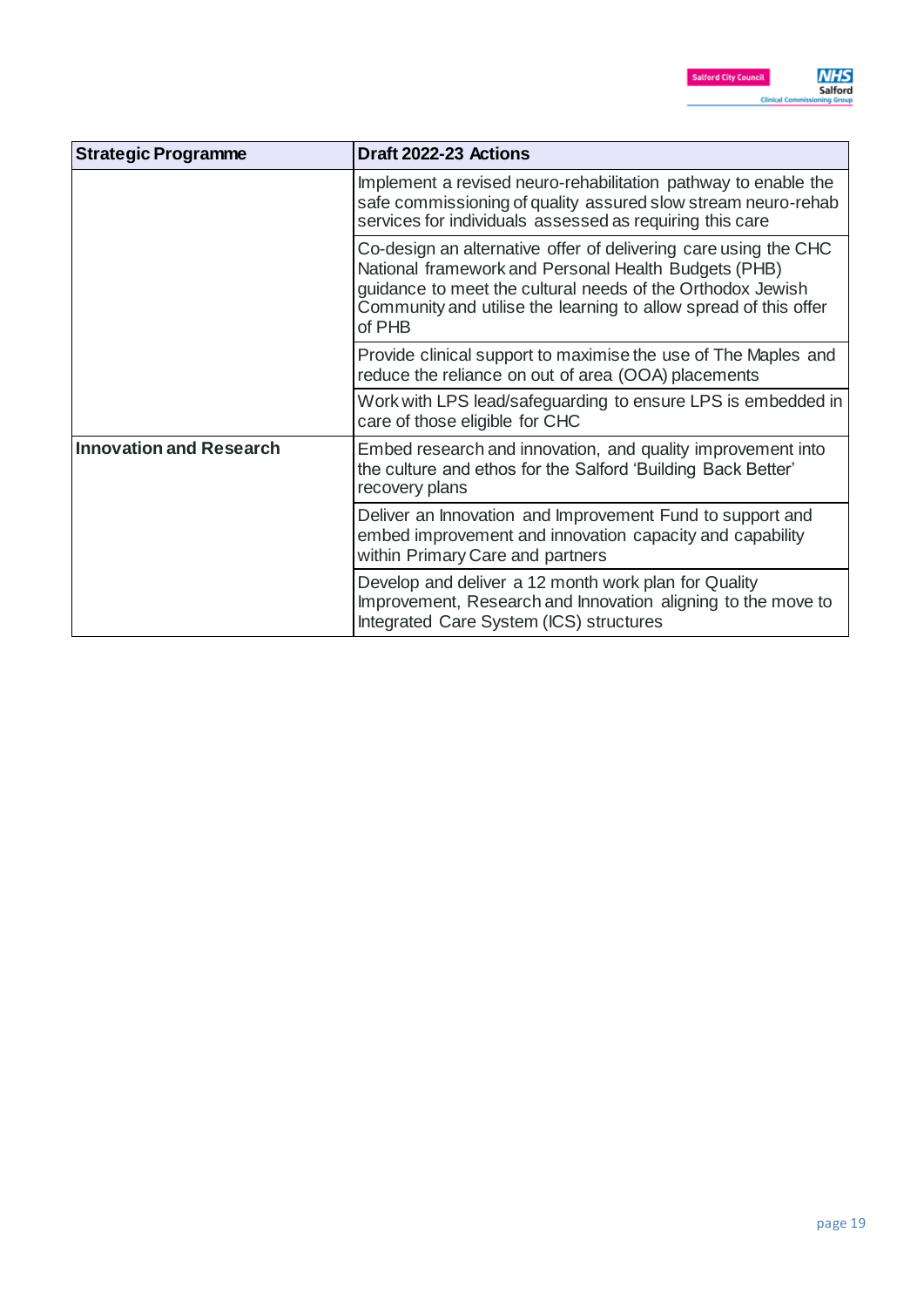| Strategic Programme | Draft 2022-23 Actions |
|---|---|
| | Implement a revised neuro-rehabilitation pathway to enable the safe commissioning of quality assured slow stream neuro-rehab services for individuals assessed as requiring this care |
| | Co-design an alternative offer of delivering care using the CHC National framework and Personal Health Budgets (PHB) guidance to meet the cultural needs of the Orthodox Jewish Community and utilise the learning to allow spread of this offer of PHB |
| | Provide clinical support to maximise the use of The Maples and reduce the reliance on out of area (OOA) placements |
| | Work with LPS lead/safeguarding to ensure LPS is embedded in care of those eligible for CHC |
| **Innovation and Research** | Embed research and innovation, and quality improvement into the culture and ethos for the Salford 'Building Back Better' recovery plans |
| | Deliver an Innovation and Improvement Fund to support and embed improvement and innovation capacity and capability within Primary Care and partners |
| | Develop and deliver a 12 month work plan for Quality Improvement, Research and Innovation aligning to the move to Integrated Care System (ICS) structures |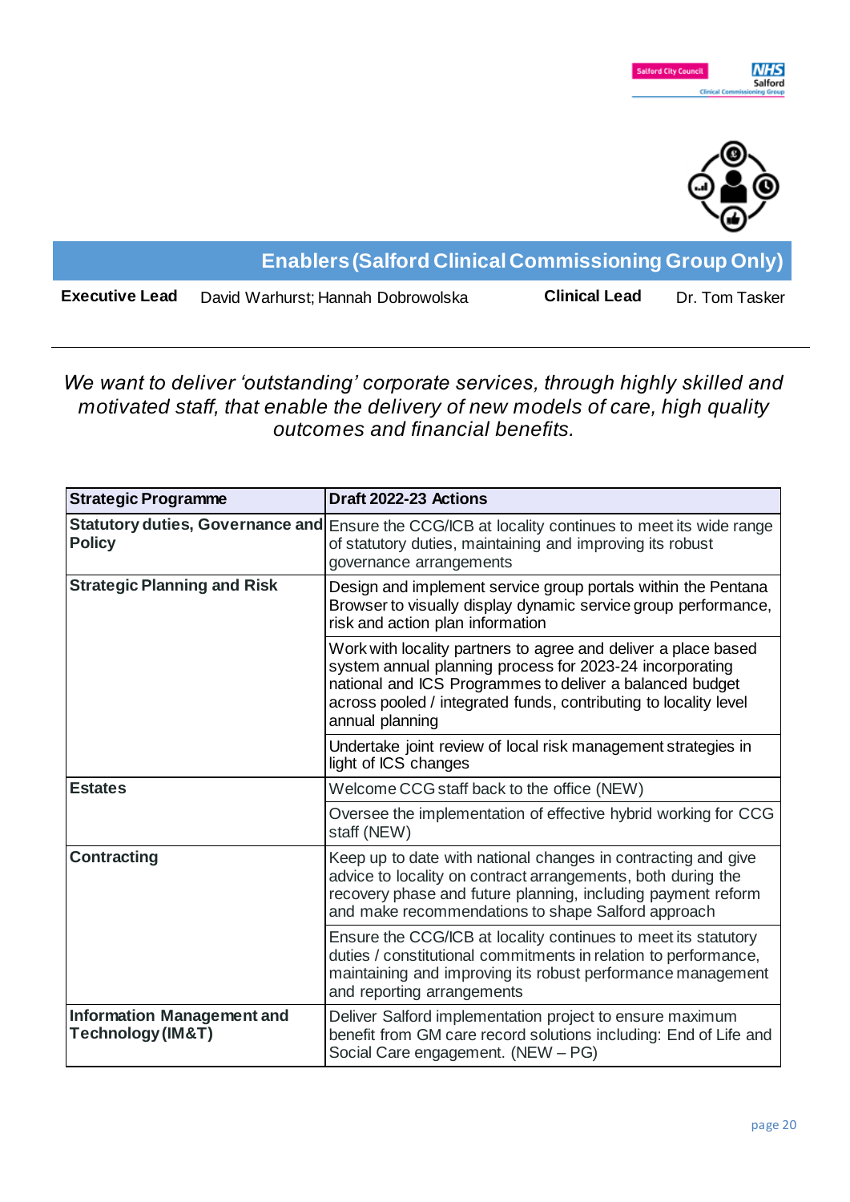## Enablers (Salford Clinical Commissioning Group Only)

**Executive Lead** David Warhurst; Hannah Dobrowolska **Clinical Lead** Dr. Tom Tasker

*We want to deliver 'outstanding' corporate services, through highly skilled and motivated staff, that enable the delivery of new models of care, high quality outcomes and financial benefits.*

| Strategic Programme | Draft 2022-23 Actions |
|---|---|
| **Statutory duties, Governance and Policy** | Ensure the CCG/ICB at locality continues to meet its wide range of statutory duties, maintaining and improving its robust governance arrangements |
| **Strategic Planning and Risk** | Design and implement service group portals within the Pentana Browser to visually display dynamic service group performance, risk and action plan information |
| | Work with locality partners to agree and deliver a place based system annual planning process for 2023-24 incorporating national and ICS Programmes to deliver a balanced budget across pooled / integrated funds, contributing to locality level annual planning |
| | Undertake joint review of local risk management strategies in light of ICS changes |
| **Estates** | Welcome CCG staff back to the office (NEW) |
| | Oversee the implementation of effective hybrid working for CCG staff (NEW) |
| **Contracting** | Keep up to date with national changes in contracting and give advice to locality on contract arrangements, both during the recovery phase and future planning, including payment reform and make recommendations to shape Salford approach |
| | Ensure the CCG/ICB at locality continues to meet its statutory duties / constitutional commitments in relation to performance, maintaining and improving its robust performance management and reporting arrangements |
| **Information Management and Technology (IM&T)** | Deliver Salford implementation project to ensure maximum benefit from GM care record solutions including: End of Life and Social Care engagement. (NEW – PG) |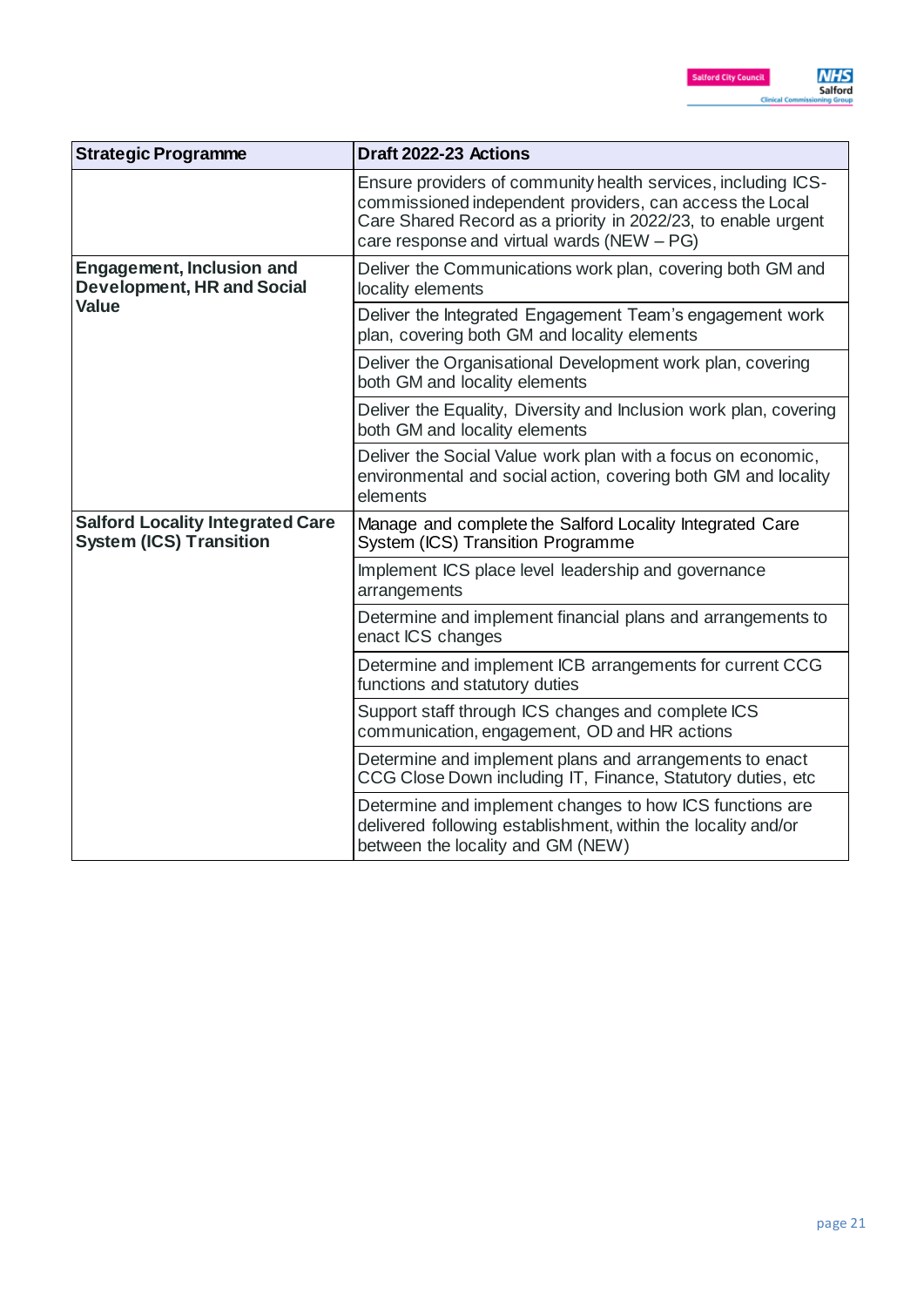| Strategic Programme | Draft 2022-23 Actions |
|---|---|
| | Ensure providers of community health services, including ICS-commissioned independent providers, can access the Local Care Shared Record as a priority in 2022/23, to enable urgent care response and virtual wards (NEW – PG) |
| **Engagement, Inclusion and Development, HR and Social Value** | Deliver the Communications work plan, covering both GM and locality elements |
| | Deliver the Integrated Engagement Team's engagement work plan, covering both GM and locality elements |
| | Deliver the Organisational Development work plan, covering both GM and locality elements |
| | Deliver the Equality, Diversity and Inclusion work plan, covering both GM and locality elements |
| | Deliver the Social Value work plan with a focus on economic, environmental and social action, covering both GM and locality elements |
| **Salford Locality Integrated Care System (ICS) Transition** | Manage and complete the Salford Locality Integrated Care System (ICS) Transition Programme |
| | Implement ICS place level leadership and governance arrangements |
| | Determine and implement financial plans and arrangements to enact ICS changes |
| | Determine and implement ICB arrangements for current CCG functions and statutory duties |
| | Support staff through ICS changes and complete ICS communication, engagement, OD and HR actions |
| | Determine and implement plans and arrangements to enact CCG Close Down including IT, Finance, Statutory duties, etc |
| | Determine and implement changes to how ICS functions are delivered following establishment, within the locality and/or between the locality and GM (NEW) |